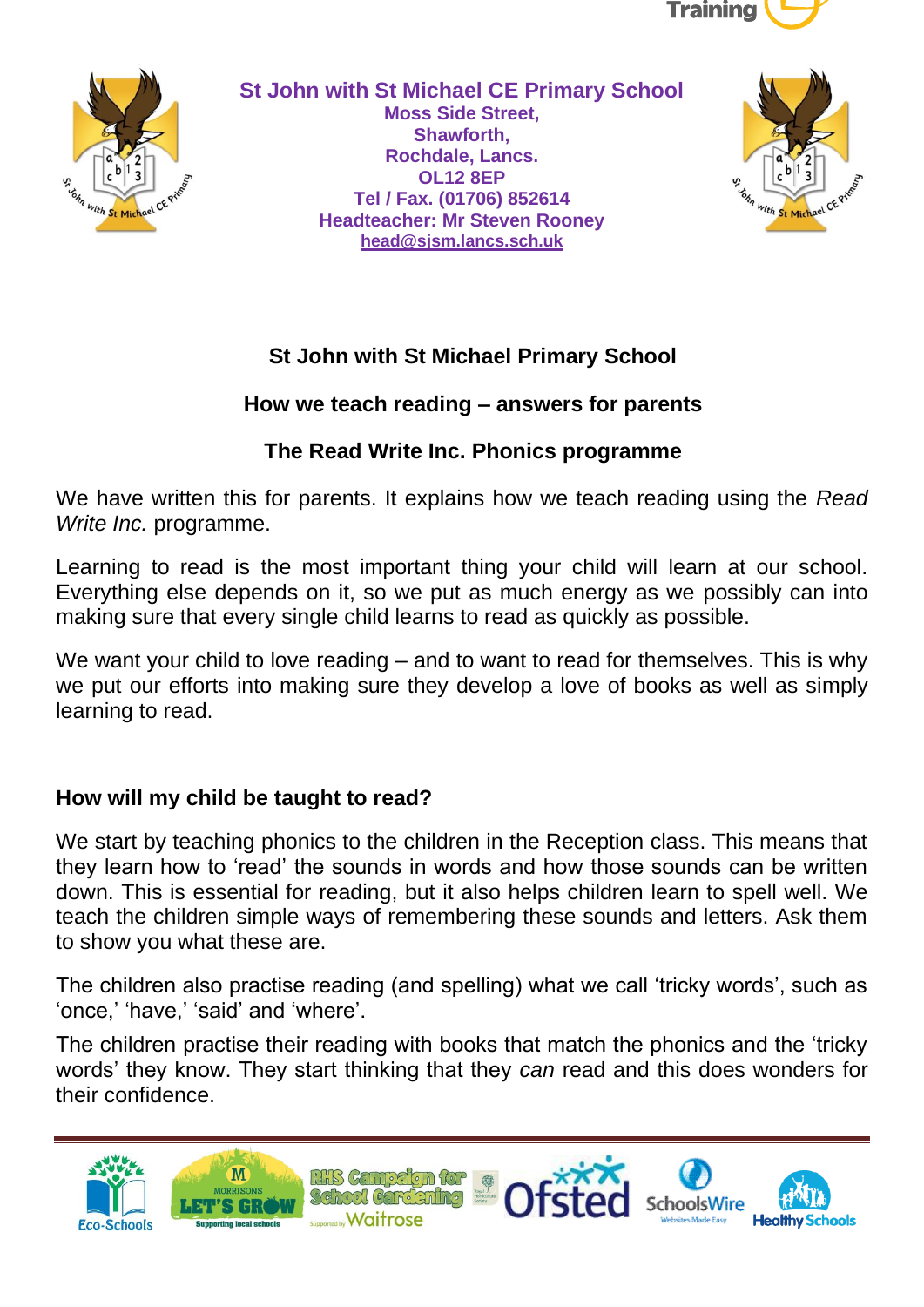**St John with St Michael CE Primary School**
**Moss Side Street,**
**Shawforth,**
**Rochdale, Lancs.**
**OL12 8EP**
**Tel / Fax. (01706) 852614**
**Headteacher: Mr Steven Rooney**
**head@sjsm.lancs.sch.uk**

# St John with St Michael Primary School

## How we teach reading – answers for parents

## The Read Write Inc. Phonics programme

We have written this for parents. It explains how we teach reading using the *Read Write Inc.* programme.

Learning to read is the most important thing your child will learn at our school. Everything else depends on it, so we put as much energy as we possibly can into making sure that every single child learns to read as quickly as possible.

We want your child to love reading – and to want to read for themselves. This is why we put our efforts into making sure they develop a love of books as well as simply learning to read.

### How will my child be taught to read?

We start by teaching phonics to the children in the Reception class. This means that they learn how to 'read' the sounds in words and how those sounds can be written down. This is essential for reading, but it also helps children learn to spell well. We teach the children simple ways of remembering these sounds and letters. Ask them to show you what these are.

The children also practise reading (and spelling) what we call 'tricky words', such as 'once,' 'have,' 'said' and 'where'.

The children practise their reading with books that match the phonics and the 'tricky words' they know. They start thinking that they *can* read and this does wonders for their confidence.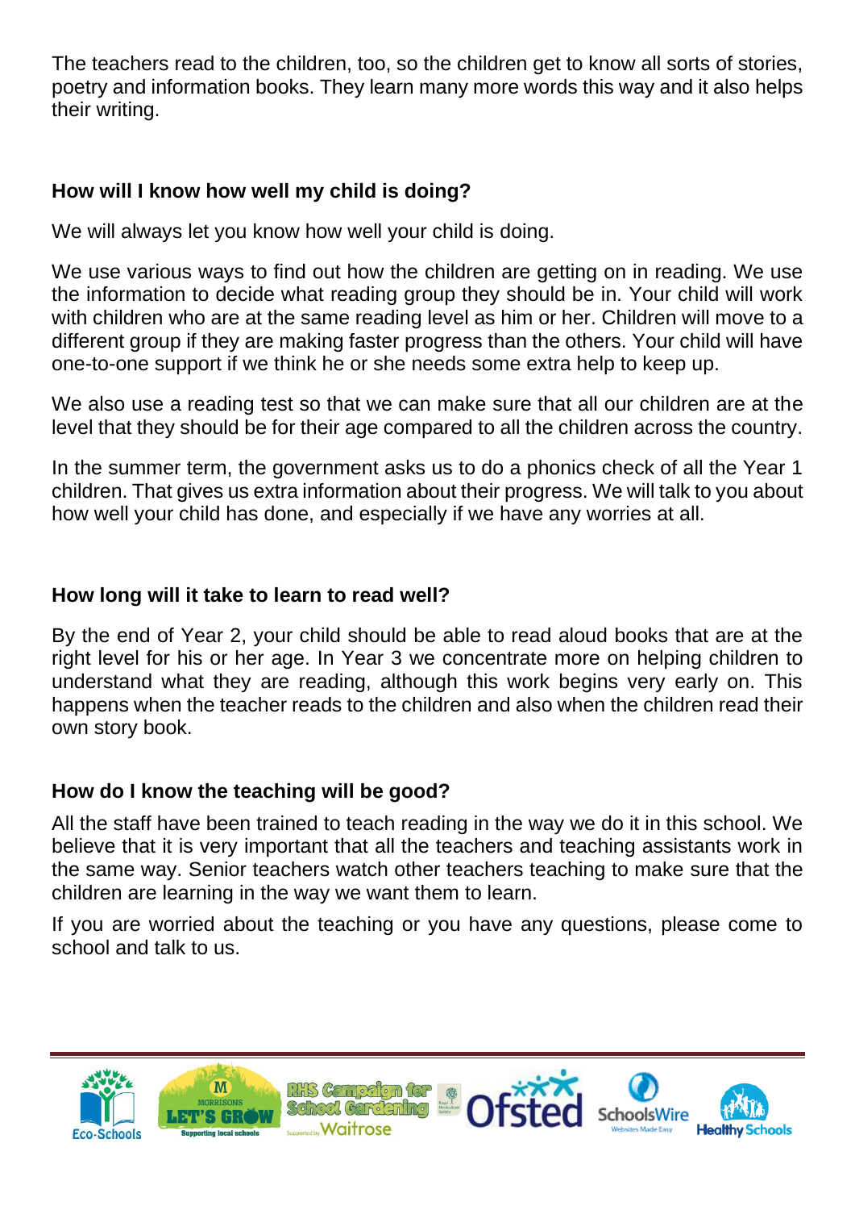The teachers read to the children, too, so the children get to know all sorts of stories, poetry and information books. They learn many more words this way and it also helps their writing.

## How will I know how well my child is doing?

We will always let you know how well your child is doing.

We use various ways to find out how the children are getting on in reading. We use the information to decide what reading group they should be in. Your child will work with children who are at the same reading level as him or her. Children will move to a different group if they are making faster progress than the others. Your child will have one-to-one support if we think he or she needs some extra help to keep up.

We also use a reading test so that we can make sure that all our children are at the level that they should be for their age compared to all the children across the country.

In the summer term, the government asks us to do a phonics check of all the Year 1 children. That gives us extra information about their progress. We will talk to you about how well your child has done, and especially if we have any worries at all.

## How long will it take to learn to read well?

By the end of Year 2, your child should be able to read aloud books that are at the right level for his or her age. In Year 3 we concentrate more on helping children to understand what they are reading, although this work begins very early on. This happens when the teacher reads to the children and also when the children read their own story book.

## How do I know the teaching will be good?

All the staff have been trained to teach reading in the way we do it in this school. We believe that it is very important that all the teachers and teaching assistants work in the same way. Senior teachers watch other teachers teaching to make sure that the children are learning in the way we want them to learn.

If you are worried about the teaching or you have any questions, please come to school and talk to us.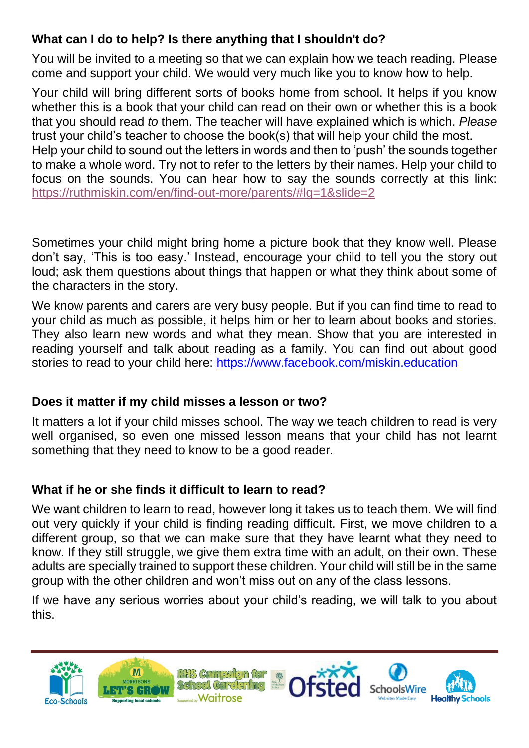**What can I do to help? Is there anything that I shouldn't do?**

You will be invited to a meeting so that we can explain how we teach reading. Please come and support your child. We would very much like you to know how to help.

Your child will bring different sorts of books home from school. It helps if you know whether this is a book that your child can read on their own or whether this is a book that you should read *to* them. The teacher will have explained which is which. *Please* trust your child's teacher to choose the book(s) that will help your child the most.
Help your child to sound out the letters in words and then to 'push' the sounds together to make a whole word. Try not to refer to the letters by their names. Help your child to focus on the sounds. You can hear how to say the sounds correctly at this link: https://ruthmiskin.com/en/find-out-more/parents/#lg=1&slide=2

Sometimes your child might bring home a picture book that they know well. Please don't say, 'This is too easy.' Instead, encourage your child to tell you the story out loud; ask them questions about things that happen or what they think about some of the characters in the story.

We know parents and carers are very busy people. But if you can find time to read to your child as much as possible, it helps him or her to learn about books and stories. They also learn new words and what they mean. Show that you are interested in reading yourself and talk about reading as a family. You can find out about good stories to read to your child here: https://www.facebook.com/miskin.education

**Does it matter if my child misses a lesson or two?**

It matters a lot if your child misses school. The way we teach children to read is very well organised, so even one missed lesson means that your child has not learnt something that they need to know to be a good reader.

**What if he or she finds it difficult to learn to read?**

We want children to learn to read, however long it takes us to teach them. We will find out very quickly if your child is finding reading difficult. First, we move children to a different group, so that we can make sure that they have learnt what they need to know. If they still struggle, we give them extra time with an adult, on their own. These adults are specially trained to support these children. Your child will still be in the same group with the other children and won't miss out on any of the class lessons.

If we have any serious worries about your child's reading, we will talk to you about this.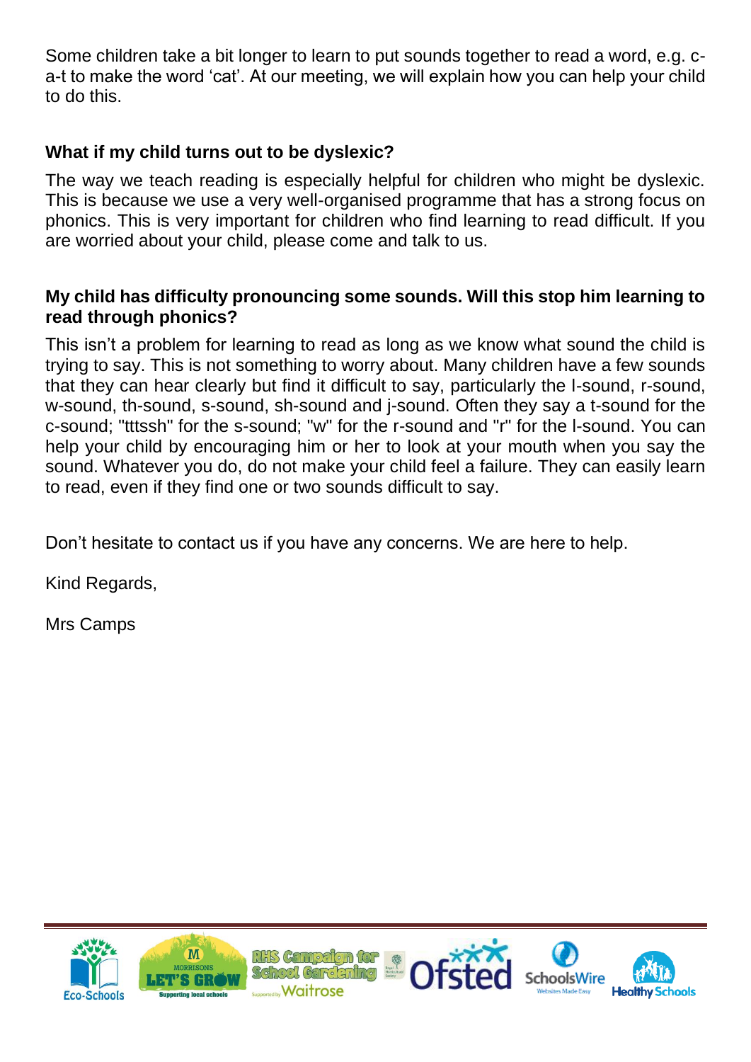Some children take a bit longer to learn to put sounds together to read a word, e.g. c-a-t to make the word 'cat'. At our meeting, we will explain how you can help your child to do this.

**What if my child turns out to be dyslexic?**

The way we teach reading is especially helpful for children who might be dyslexic. This is because we use a very well-organised programme that has a strong focus on phonics. This is very important for children who find learning to read difficult. If you are worried about your child, please come and talk to us.

**My child has difficulty pronouncing some sounds. Will this stop him learning to read through phonics?**

This isn't a problem for learning to read as long as we know what sound the child is trying to say. This is not something to worry about. Many children have a few sounds that they can hear clearly but find it difficult to say, particularly the l-sound, r-sound, w-sound, th-sound, s-sound, sh-sound and j-sound. Often they say a t-sound for the c-sound; "tttssh" for the s-sound; "w" for the r-sound and "r" for the l-sound. You can help your child by encouraging him or her to look at your mouth when you say the sound. Whatever you do, do not make your child feel a failure. They can easily learn to read, even if they find one or two sounds difficult to say.

Don't hesitate to contact us if you have any concerns. We are here to help.

Kind Regards,

Mrs Camps